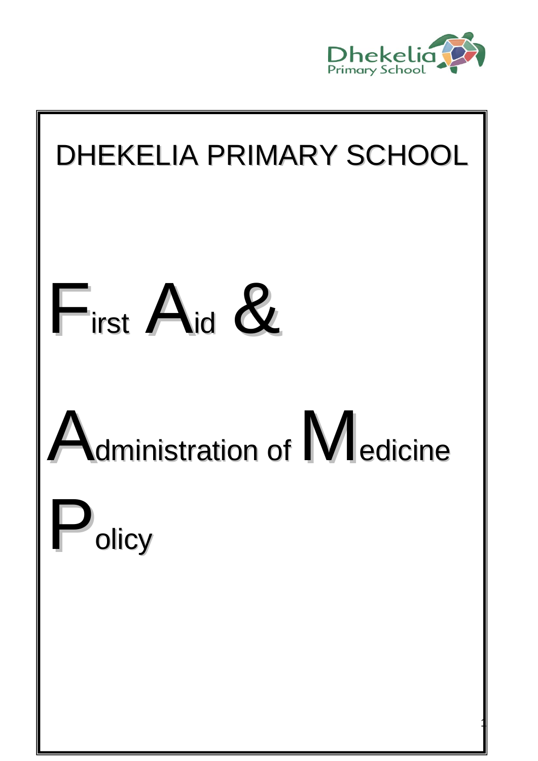# DHEKELIA PRIMARY SCHOOL

# First Aid & Administration of Medicine Policy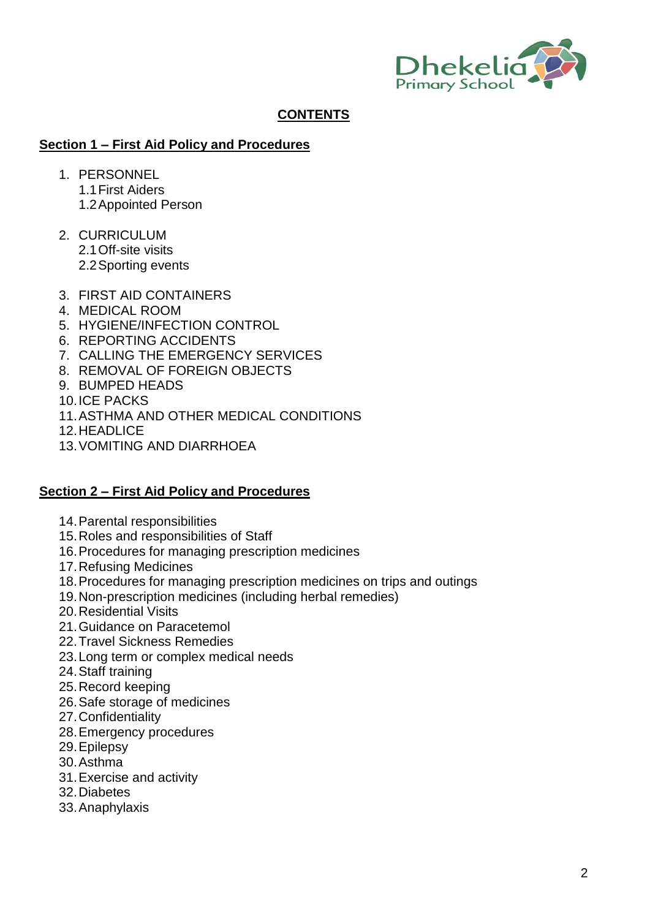# CONTENTS

## Section 1 – First Aid Policy and Procedures

1. PERSONNEL
   1.1 First Aiders
   1.2 Appointed Person

2. CURRICULUM
   2.1 Off-site visits
   2.2 Sporting events

3. FIRST AID CONTAINERS
4. MEDICAL ROOM
5. HYGIENE/INFECTION CONTROL
6. REPORTING ACCIDENTS
7. CALLING THE EMERGENCY SERVICES
8. REMOVAL OF FOREIGN OBJECTS
9. BUMPED HEADS
10. ICE PACKS
11. ASTHMA AND OTHER MEDICAL CONDITIONS
12. HEADLICE
13. VOMITING AND DIARRHOEA

## Section 2 – First Aid Policy and Procedures

14. Parental responsibilities
15. Roles and responsibilities of Staff
16. Procedures for managing prescription medicines
17. Refusing Medicines
18. Procedures for managing prescription medicines on trips and outings
19. Non-prescription medicines (including herbal remedies)
20. Residential Visits
21. Guidance on Paracetemol
22. Travel Sickness Remedies
23. Long term or complex medical needs
24. Staff training
25. Record keeping
26. Safe storage of medicines
27. Confidentiality
28. Emergency procedures
29. Epilepsy
30. Asthma
31. Exercise and activity
32. Diabetes
33. Anaphylaxis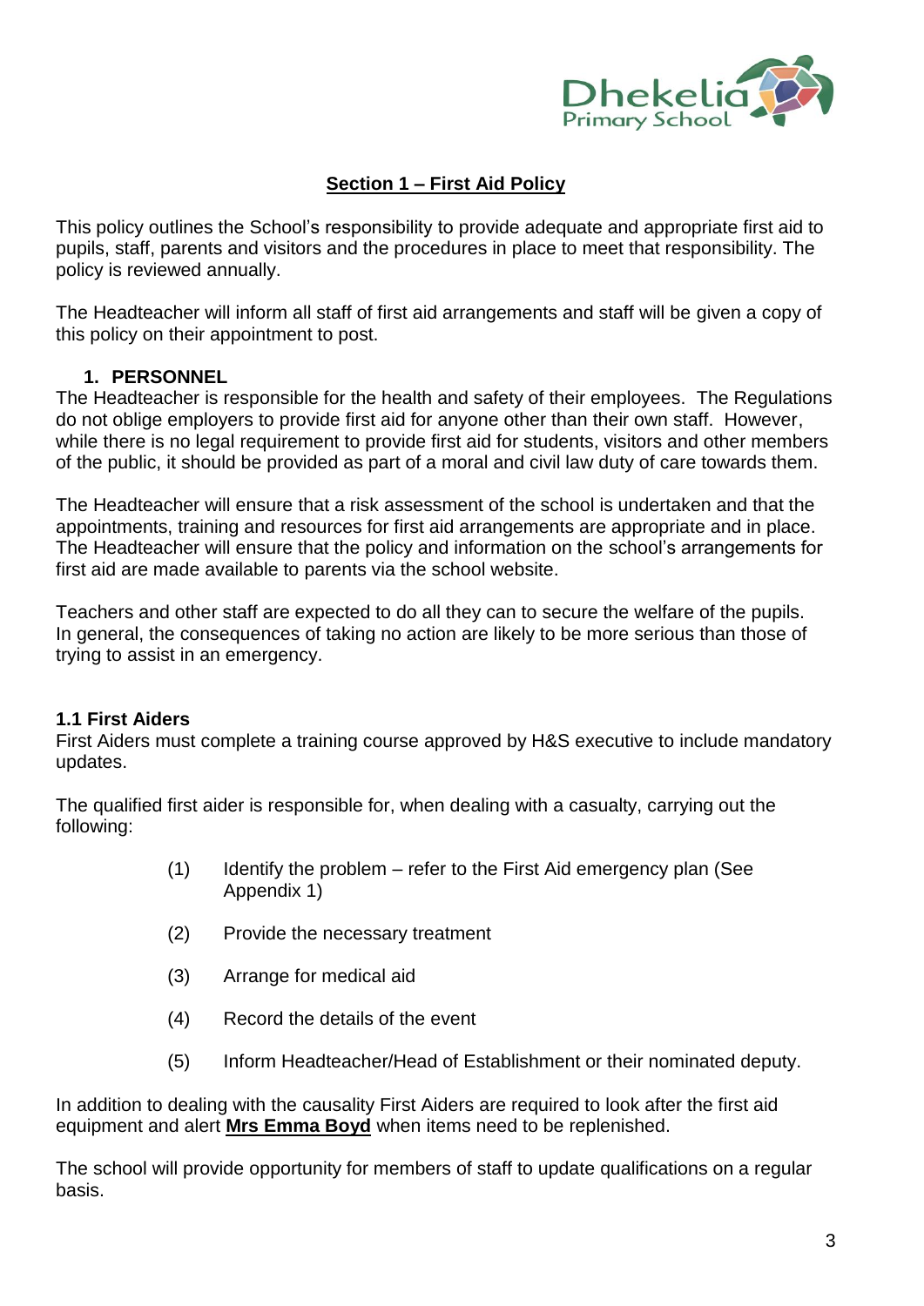## Section 1 – First Aid Policy

This policy outlines the School's responsibility to provide adequate and appropriate first aid to pupils, staff, parents and visitors and the procedures in place to meet that responsibility. The policy is reviewed annually.

The Headteacher will inform all staff of first aid arrangements and staff will be given a copy of this policy on their appointment to post.

### 1. PERSONNEL

The Headteacher is responsible for the health and safety of their employees. The Regulations do not oblige employers to provide first aid for anyone other than their own staff. However, while there is no legal requirement to provide first aid for students, visitors and other members of the public, it should be provided as part of a moral and civil law duty of care towards them.

The Headteacher will ensure that a risk assessment of the school is undertaken and that the appointments, training and resources for first aid arrangements are appropriate and in place. The Headteacher will ensure that the policy and information on the school's arrangements for first aid are made available to parents via the school website.

Teachers and other staff are expected to do all they can to secure the welfare of the pupils. In general, the consequences of taking no action are likely to be more serious than those of trying to assist in an emergency.

### 1.1 First Aiders

First Aiders must complete a training course approved by H&S executive to include mandatory updates.

The qualified first aider is responsible for, when dealing with a casualty, carrying out the following:

(1) Identify the problem – refer to the First Aid emergency plan (See Appendix 1)

(2) Provide the necessary treatment

(3) Arrange for medical aid

(4) Record the details of the event

(5) Inform Headteacher/Head of Establishment or their nominated deputy.

In addition to dealing with the causality First Aiders are required to look after the first aid equipment and alert **Mrs Emma Boyd** when items need to be replenished.

The school will provide opportunity for members of staff to update qualifications on a regular basis.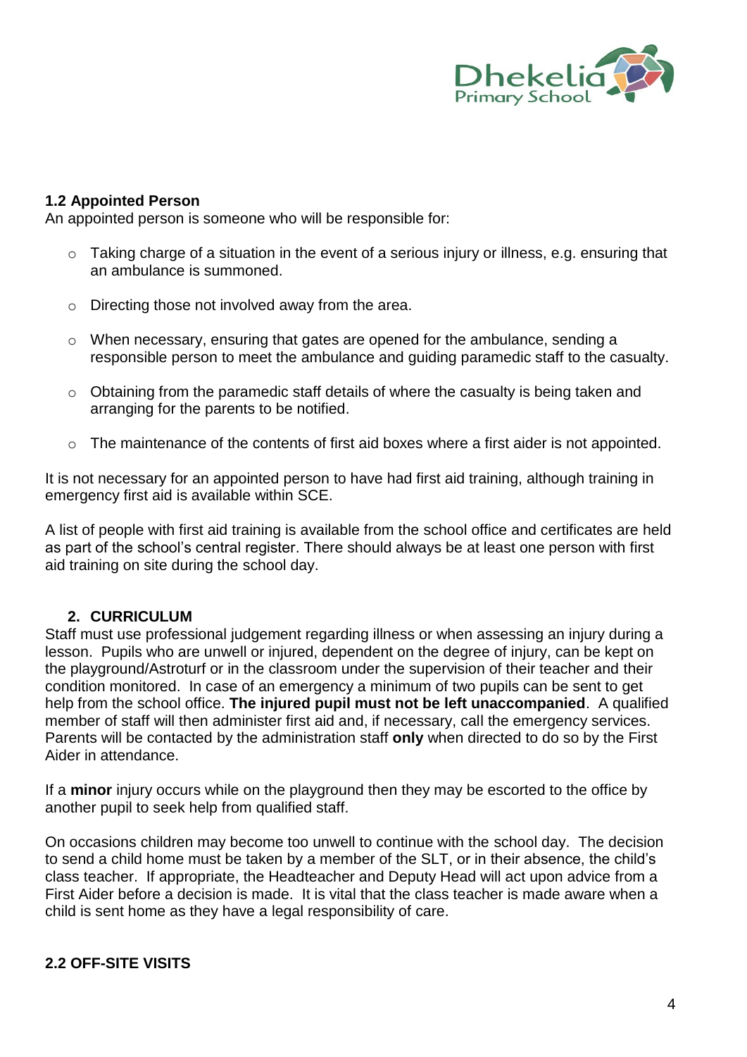### 1.2 Appointed Person

An appointed person is someone who will be responsible for:

- Taking charge of a situation in the event of a serious injury or illness, e.g. ensuring that an ambulance is summoned.
- Directing those not involved away from the area.
- When necessary, ensuring that gates are opened for the ambulance, sending a responsible person to meet the ambulance and guiding paramedic staff to the casualty.
- Obtaining from the paramedic staff details of where the casualty is being taken and arranging for the parents to be notified.
- The maintenance of the contents of first aid boxes where a first aider is not appointed.

It is not necessary for an appointed person to have had first aid training, although training in emergency first aid is available within SCE.

A list of people with first aid training is available from the school office and certificates are held as part of the school's central register. There should always be at least one person with first aid training on site during the school day.

## 2. CURRICULUM

Staff must use professional judgement regarding illness or when assessing an injury during a lesson. Pupils who are unwell or injured, dependent on the degree of injury, can be kept on the playground/Astroturf or in the classroom under the supervision of their teacher and their condition monitored. In case of an emergency a minimum of two pupils can be sent to get help from the school office. **The injured pupil must not be left unaccompanied**. A qualified member of staff will then administer first aid and, if necessary, call the emergency services. Parents will be contacted by the administration staff **only** when directed to do so by the First Aider in attendance.

If a **minor** injury occurs while on the playground then they may be escorted to the office by another pupil to seek help from qualified staff.

On occasions children may become too unwell to continue with the school day. The decision to send a child home must be taken by a member of the SLT, or in their absence, the child's class teacher. If appropriate, the Headteacher and Deputy Head will act upon advice from a First Aider before a decision is made. It is vital that the class teacher is made aware when a child is sent home as they have a legal responsibility of care.

### 2.2 OFF-SITE VISITS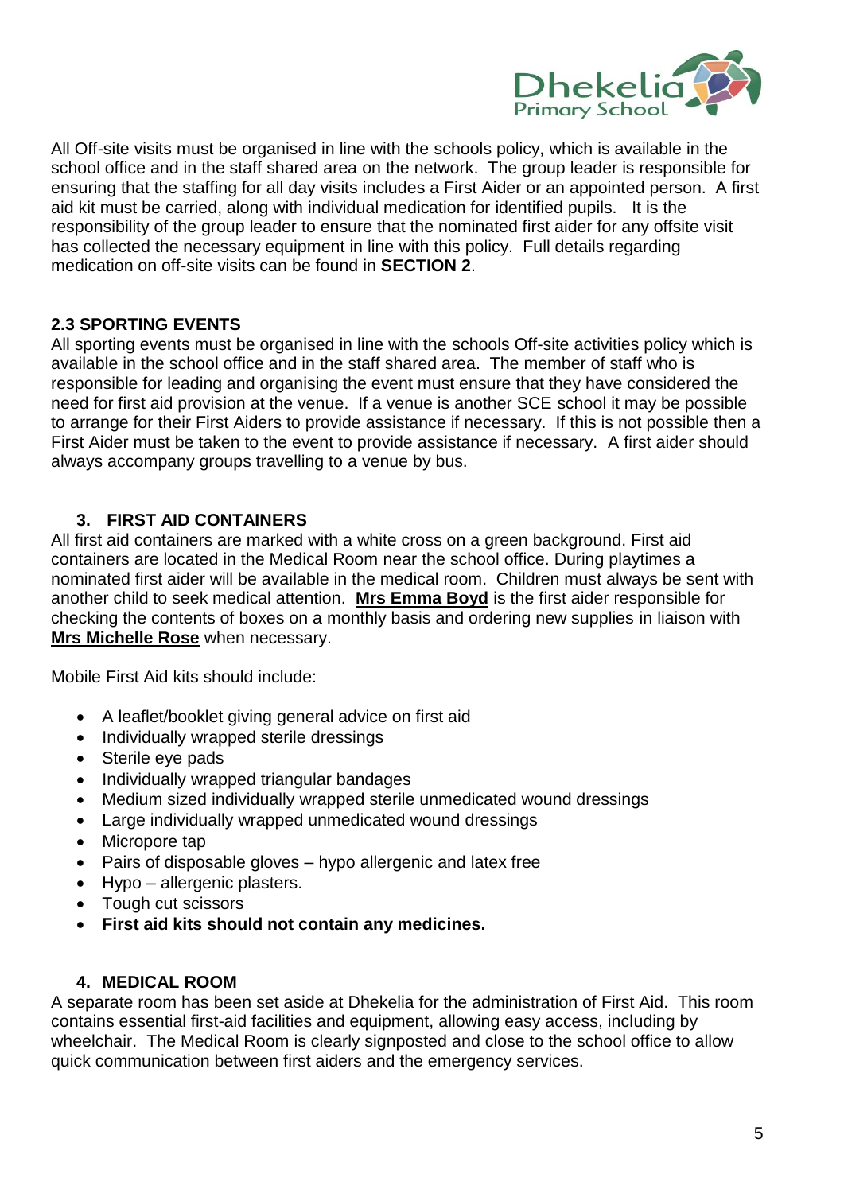All Off-site visits must be organised in line with the schools policy, which is available in the school office and in the staff shared area on the network. The group leader is responsible for ensuring that the staffing for all day visits includes a First Aider or an appointed person. A first aid kit must be carried, along with individual medication for identified pupils. It is the responsibility of the group leader to ensure that the nominated first aider for any offsite visit has collected the necessary equipment in line with this policy. Full details regarding medication on off-site visits can be found in **SECTION 2**.

### 2.3 SPORTING EVENTS

All sporting events must be organised in line with the schools Off-site activities policy which is available in the school office and in the staff shared area. The member of staff who is responsible for leading and organising the event must ensure that they have considered the need for first aid provision at the venue. If a venue is another SCE school it may be possible to arrange for their First Aiders to provide assistance if necessary. If this is not possible then a First Aider must be taken to the event to provide assistance if necessary. A first aider should always accompany groups travelling to a venue by bus.

## 3. FIRST AID CONTAINERS

All first aid containers are marked with a white cross on a green background. First aid containers are located in the Medical Room near the school office. During playtimes a nominated first aider will be available in the medical room. Children must always be sent with another child to seek medical attention. **Mrs Emma Boyd** is the first aider responsible for checking the contents of boxes on a monthly basis and ordering new supplies in liaison with **Mrs Michelle Rose** when necessary.

Mobile First Aid kits should include:

- A leaflet/booklet giving general advice on first aid
- Individually wrapped sterile dressings
- Sterile eye pads
- Individually wrapped triangular bandages
- Medium sized individually wrapped sterile unmedicated wound dressings
- Large individually wrapped unmedicated wound dressings
- Micropore tap
- Pairs of disposable gloves – hypo allergenic and latex free
- Hypo – allergenic plasters.
- Tough cut scissors
- **First aid kits should not contain any medicines.**

## 4. MEDICAL ROOM

A separate room has been set aside at Dhekelia for the administration of First Aid. This room contains essential first-aid facilities and equipment, allowing easy access, including by wheelchair. The Medical Room is clearly signposted and close to the school office to allow quick communication between first aiders and the emergency services.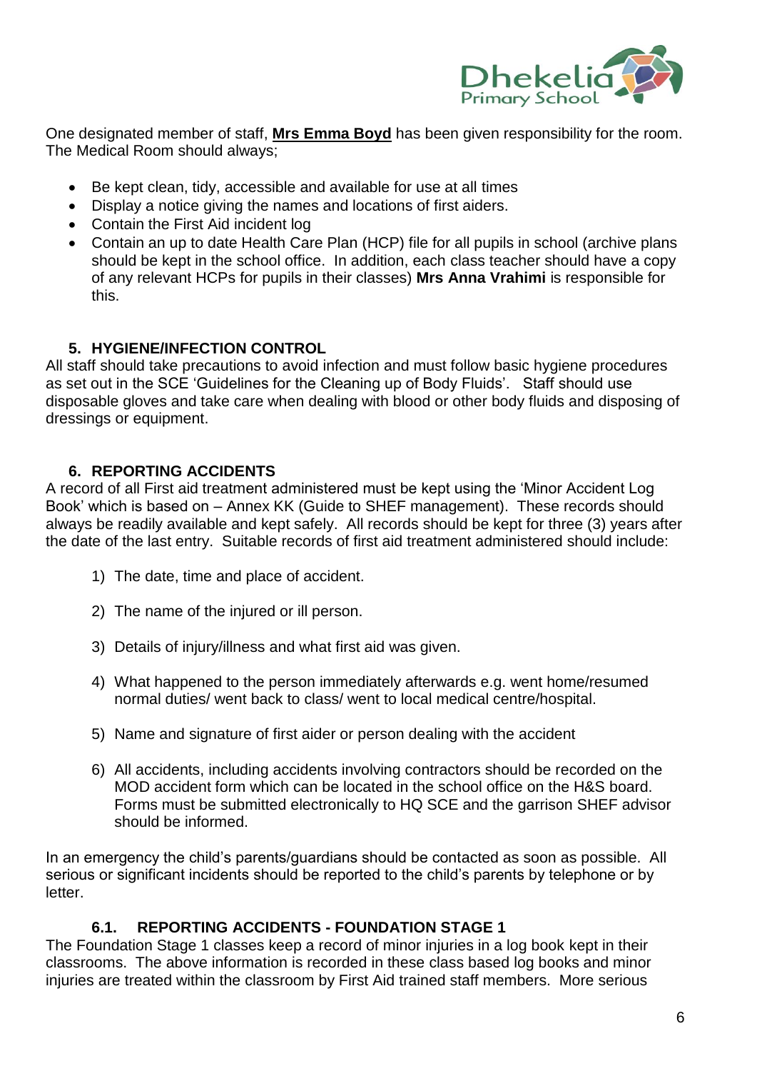One designated member of staff, **Mrs Emma Boyd** has been given responsibility for the room. The Medical Room should always;

- Be kept clean, tidy, accessible and available for use at all times
- Display a notice giving the names and locations of first aiders.
- Contain the First Aid incident log
- Contain an up to date Health Care Plan (HCP) file for all pupils in school (archive plans should be kept in the school office. In addition, each class teacher should have a copy of any relevant HCPs for pupils in their classes) **Mrs Anna Vrahimi** is responsible for this.

## 5. HYGIENE/INFECTION CONTROL

All staff should take precautions to avoid infection and must follow basic hygiene procedures as set out in the SCE 'Guidelines for the Cleaning up of Body Fluids'. Staff should use disposable gloves and take care when dealing with blood or other body fluids and disposing of dressings or equipment.

## 6. REPORTING ACCIDENTS

A record of all First aid treatment administered must be kept using the 'Minor Accident Log Book' which is based on – Annex KK (Guide to SHEF management). These records should always be readily available and kept safely. All records should be kept for three (3) years after the date of the last entry. Suitable records of first aid treatment administered should include:

1) The date, time and place of accident.
2) The name of the injured or ill person.
3) Details of injury/illness and what first aid was given.
4) What happened to the person immediately afterwards e.g. went home/resumed normal duties/ went back to class/ went to local medical centre/hospital.
5) Name and signature of first aider or person dealing with the accident
6) All accidents, including accidents involving contractors should be recorded on the MOD accident form which can be located in the school office on the H&S board. Forms must be submitted electronically to HQ SCE and the garrison SHEF advisor should be informed.

In an emergency the child's parents/guardians should be contacted as soon as possible. All serious or significant incidents should be reported to the child's parents by telephone or by letter.

### 6.1. REPORTING ACCIDENTS - FOUNDATION STAGE 1

The Foundation Stage 1 classes keep a record of minor injuries in a log book kept in their classrooms. The above information is recorded in these class based log books and minor injuries are treated within the classroom by First Aid trained staff members. More serious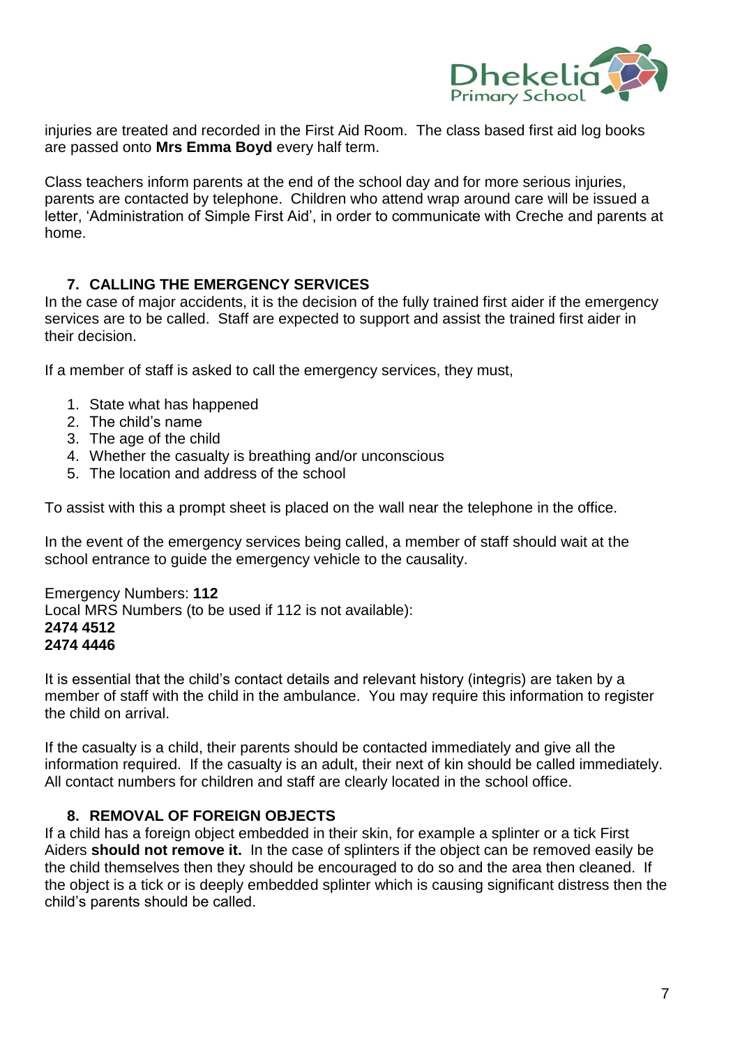injuries are treated and recorded in the First Aid Room. The class based first aid log books are passed onto **Mrs Emma Boyd** every half term.

Class teachers inform parents at the end of the school day and for more serious injuries, parents are contacted by telephone. Children who attend wrap around care will be issued a letter, 'Administration of Simple First Aid', in order to communicate with Creche and parents at home.

## 7. CALLING THE EMERGENCY SERVICES

In the case of major accidents, it is the decision of the fully trained first aider if the emergency services are to be called. Staff are expected to support and assist the trained first aider in their decision.

If a member of staff is asked to call the emergency services, they must,

1. State what has happened
2. The child's name
3. The age of the child
4. Whether the casualty is breathing and/or unconscious
5. The location and address of the school

To assist with this a prompt sheet is placed on the wall near the telephone in the office.

In the event of the emergency services being called, a member of staff should wait at the school entrance to guide the emergency vehicle to the causality.

Emergency Numbers: **112**
Local MRS Numbers (to be used if 112 is not available):
**2474 4512**
**2474 4446**

It is essential that the child's contact details and relevant history (integris) are taken by a member of staff with the child in the ambulance. You may require this information to register the child on arrival.

If the casualty is a child, their parents should be contacted immediately and give all the information required. If the casualty is an adult, their next of kin should be called immediately. All contact numbers for children and staff are clearly located in the school office.

## 8. REMOVAL OF FOREIGN OBJECTS

If a child has a foreign object embedded in their skin, for example a splinter or a tick First Aiders **should not remove it.** In the case of splinters if the object can be removed easily be the child themselves then they should be encouraged to do so and the area then cleaned. If the object is a tick or is deeply embedded splinter which is causing significant distress then the child's parents should be called.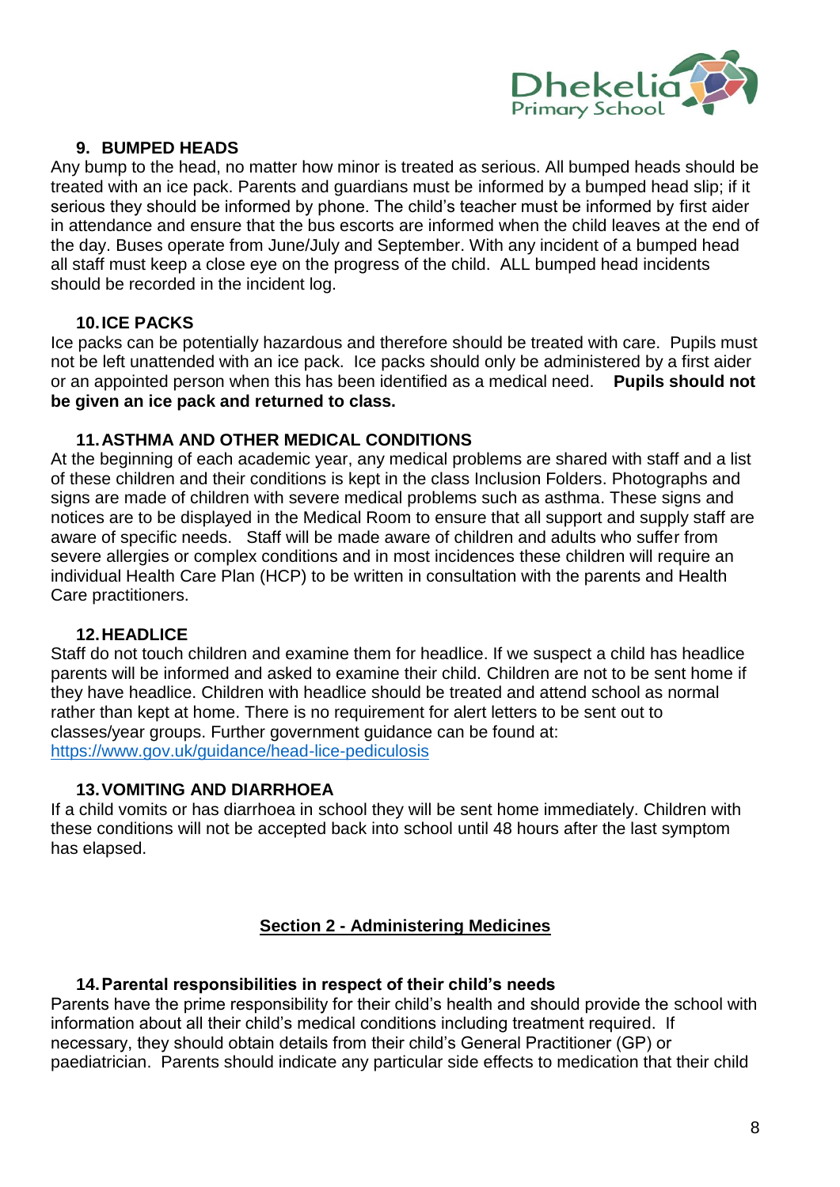### 9. BUMPED HEADS

Any bump to the head, no matter how minor is treated as serious. All bumped heads should be treated with an ice pack. Parents and guardians must be informed by a bumped head slip; if it serious they should be informed by phone. The child's teacher must be informed by first aider in attendance and ensure that the bus escorts are informed when the child leaves at the end of the day. Buses operate from June/July and September. With any incident of a bumped head all staff must keep a close eye on the progress of the child. ALL bumped head incidents should be recorded in the incident log.

### 10. ICE PACKS

Ice packs can be potentially hazardous and therefore should be treated with care. Pupils must not be left unattended with an ice pack. Ice packs should only be administered by a first aider or an appointed person when this has been identified as a medical need. **Pupils should not be given an ice pack and returned to class.**

### 11. ASTHMA AND OTHER MEDICAL CONDITIONS

At the beginning of each academic year, any medical problems are shared with staff and a list of these children and their conditions is kept in the class Inclusion Folders. Photographs and signs are made of children with severe medical problems such as asthma. These signs and notices are to be displayed in the Medical Room to ensure that all support and supply staff are aware of specific needs. Staff will be made aware of children and adults who suffer from severe allergies or complex conditions and in most incidences these children will require an individual Health Care Plan (HCP) to be written in consultation with the parents and Health Care practitioners.

### 12. HEADLICE

Staff do not touch children and examine them for headlice. If we suspect a child has headlice parents will be informed and asked to examine their child. Children are not to be sent home if they have headlice. Children with headlice should be treated and attend school as normal rather than kept at home. There is no requirement for alert letters to be sent out to classes/year groups. Further government guidance can be found at: [https://www.gov.uk/guidance/head-lice-pediculosis](https://www.gov.uk/guidance/head-lice-pediculosis)

### 13. VOMITING AND DIARRHOEA

If a child vomits or has diarrhoea in school they will be sent home immediately. Children with these conditions will not be accepted back into school until 48 hours after the last symptom has elapsed.

## Section 2 - Administering Medicines

### 14. Parental responsibilities in respect of their child's needs

Parents have the prime responsibility for their child's health and should provide the school with information about all their child's medical conditions including treatment required. If necessary, they should obtain details from their child's General Practitioner (GP) or paediatrician. Parents should indicate any particular side effects to medication that their child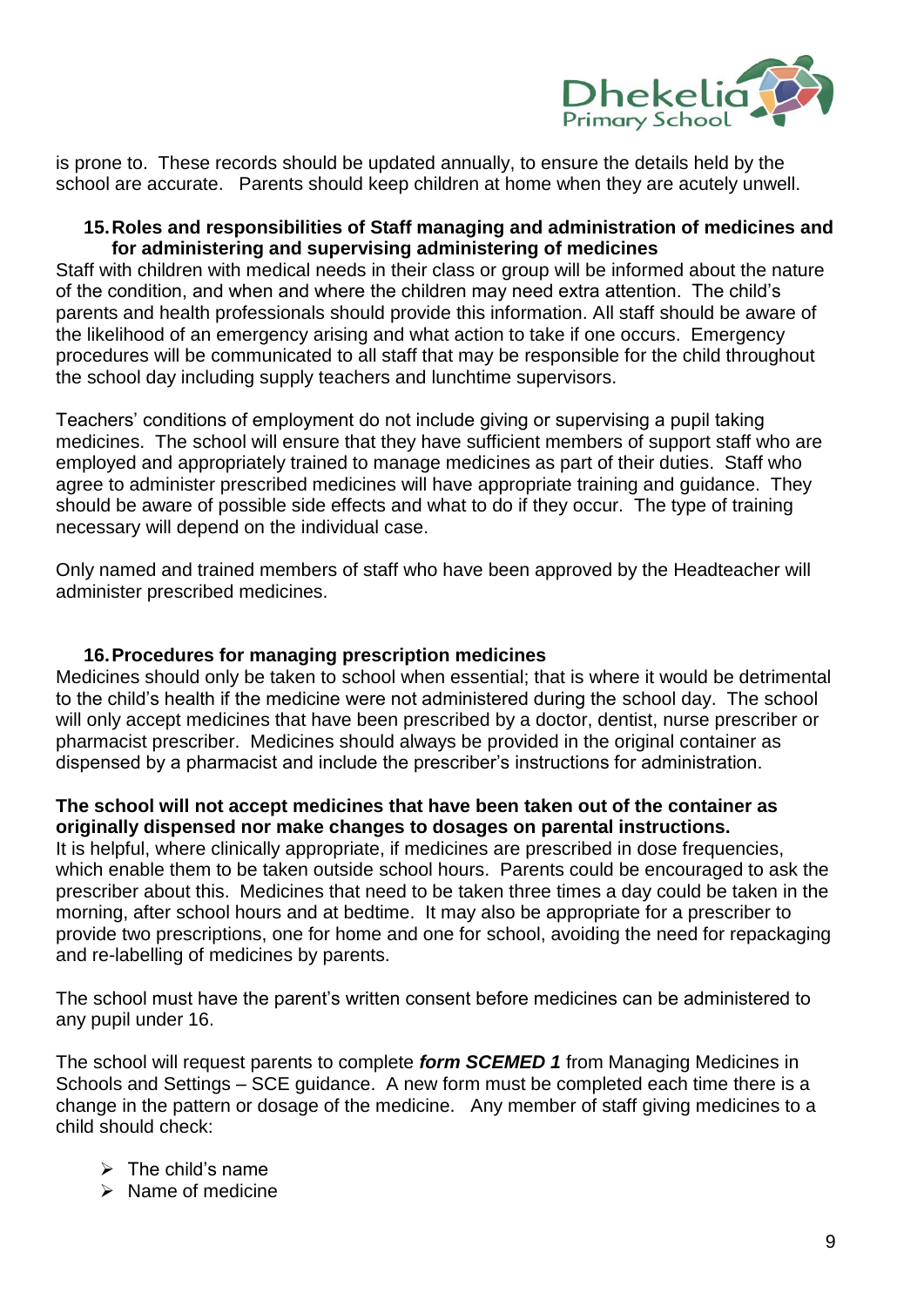is prone to. These records should be updated annually, to ensure the details held by the school are accurate. Parents should keep children at home when they are acutely unwell.

## 15. Roles and responsibilities of Staff managing and administration of medicines and for administering and supervising administering of medicines

Staff with children with medical needs in their class or group will be informed about the nature of the condition, and when and where the children may need extra attention. The child's parents and health professionals should provide this information. All staff should be aware of the likelihood of an emergency arising and what action to take if one occurs. Emergency procedures will be communicated to all staff that may be responsible for the child throughout the school day including supply teachers and lunchtime supervisors.

Teachers' conditions of employment do not include giving or supervising a pupil taking medicines. The school will ensure that they have sufficient members of support staff who are employed and appropriately trained to manage medicines as part of their duties. Staff who agree to administer prescribed medicines will have appropriate training and guidance. They should be aware of possible side effects and what to do if they occur. The type of training necessary will depend on the individual case.

Only named and trained members of staff who have been approved by the Headteacher will administer prescribed medicines.

## 16. Procedures for managing prescription medicines

Medicines should only be taken to school when essential; that is where it would be detrimental to the child's health if the medicine were not administered during the school day. The school will only accept medicines that have been prescribed by a doctor, dentist, nurse prescriber or pharmacist prescriber. Medicines should always be provided in the original container as dispensed by a pharmacist and include the prescriber's instructions for administration.

**The school will not accept medicines that have been taken out of the container as originally dispensed nor make changes to dosages on parental instructions.**
It is helpful, where clinically appropriate, if medicines are prescribed in dose frequencies, which enable them to be taken outside school hours. Parents could be encouraged to ask the prescriber about this. Medicines that need to be taken three times a day could be taken in the morning, after school hours and at bedtime. It may also be appropriate for a prescriber to provide two prescriptions, one for home and one for school, avoiding the need for repackaging and re-labelling of medicines by parents.

The school must have the parent's written consent before medicines can be administered to any pupil under 16.

The school will request parents to complete ***form SCEMED 1*** from Managing Medicines in Schools and Settings – SCE guidance. A new form must be completed each time there is a change in the pattern or dosage of the medicine. Any member of staff giving medicines to a child should check:

- The child's name
- Name of medicine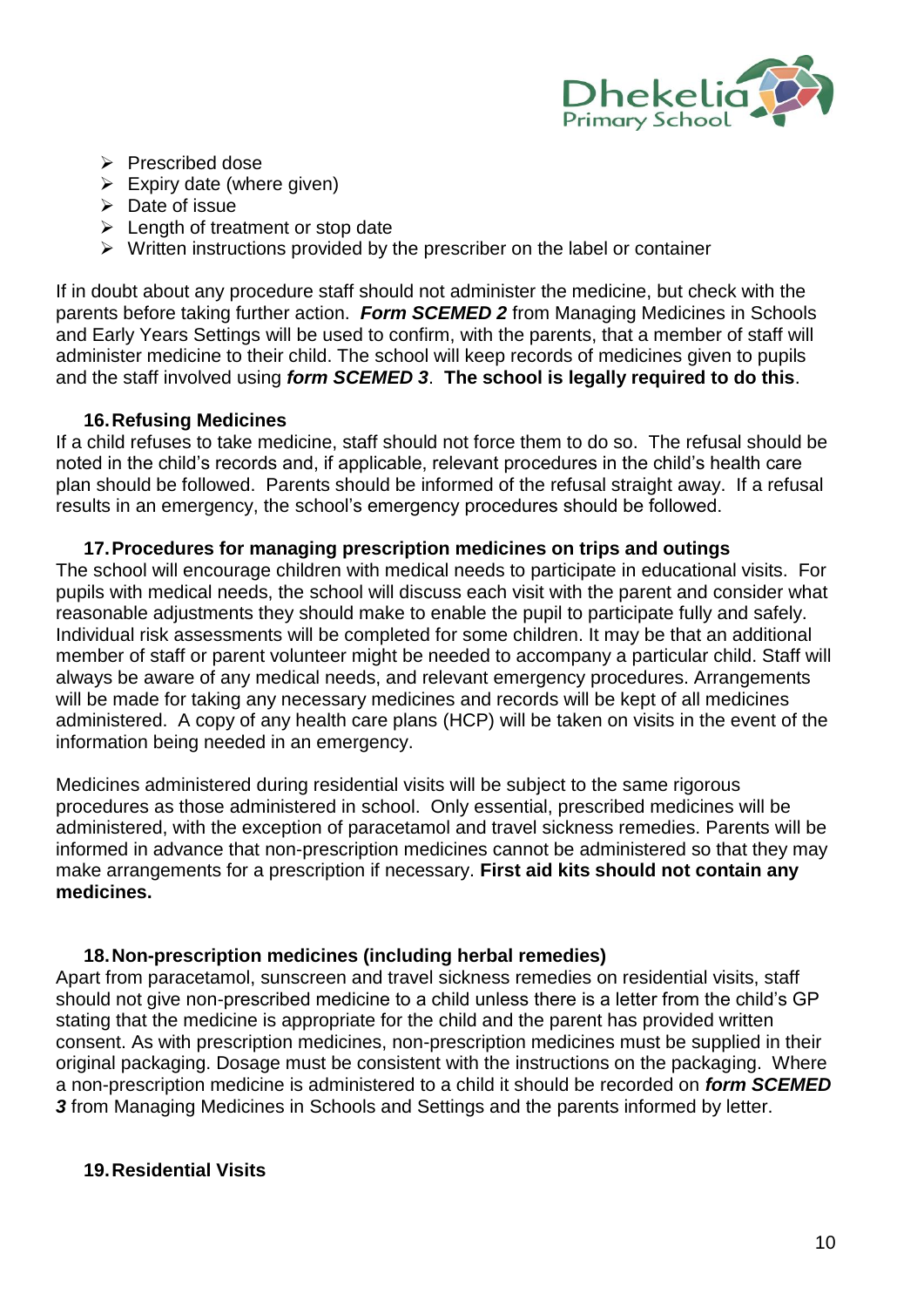- Prescribed dose
- Expiry date (where given)
- Date of issue
- Length of treatment or stop date
- Written instructions provided by the prescriber on the label or container

If in doubt about any procedure staff should not administer the medicine, but check with the parents before taking further action. ***Form SCEMED 2*** from Managing Medicines in Schools and Early Years Settings will be used to confirm, with the parents, that a member of staff will administer medicine to their child. The school will keep records of medicines given to pupils and the staff involved using ***form SCEMED 3***. **The school is legally required to do this**.

### 16. Refusing Medicines

If a child refuses to take medicine, staff should not force them to do so. The refusal should be noted in the child's records and, if applicable, relevant procedures in the child's health care plan should be followed. Parents should be informed of the refusal straight away. If a refusal results in an emergency, the school's emergency procedures should be followed.

### 17. Procedures for managing prescription medicines on trips and outings

The school will encourage children with medical needs to participate in educational visits. For pupils with medical needs, the school will discuss each visit with the parent and consider what reasonable adjustments they should make to enable the pupil to participate fully and safely. Individual risk assessments will be completed for some children. It may be that an additional member of staff or parent volunteer might be needed to accompany a particular child. Staff will always be aware of any medical needs, and relevant emergency procedures. Arrangements will be made for taking any necessary medicines and records will be kept of all medicines administered. A copy of any health care plans (HCP) will be taken on visits in the event of the information being needed in an emergency.

Medicines administered during residential visits will be subject to the same rigorous procedures as those administered in school. Only essential, prescribed medicines will be administered, with the exception of paracetamol and travel sickness remedies. Parents will be informed in advance that non-prescription medicines cannot be administered so that they may make arrangements for a prescription if necessary. **First aid kits should not contain any medicines.**

### 18. Non-prescription medicines (including herbal remedies)

Apart from paracetamol, sunscreen and travel sickness remedies on residential visits, staff should not give non-prescribed medicine to a child unless there is a letter from the child's GP stating that the medicine is appropriate for the child and the parent has provided written consent. As with prescription medicines, non-prescription medicines must be supplied in their original packaging. Dosage must be consistent with the instructions on the packaging. Where a non-prescription medicine is administered to a child it should be recorded on ***form SCEMED 3*** from Managing Medicines in Schools and Settings and the parents informed by letter.

### 19. Residential Visits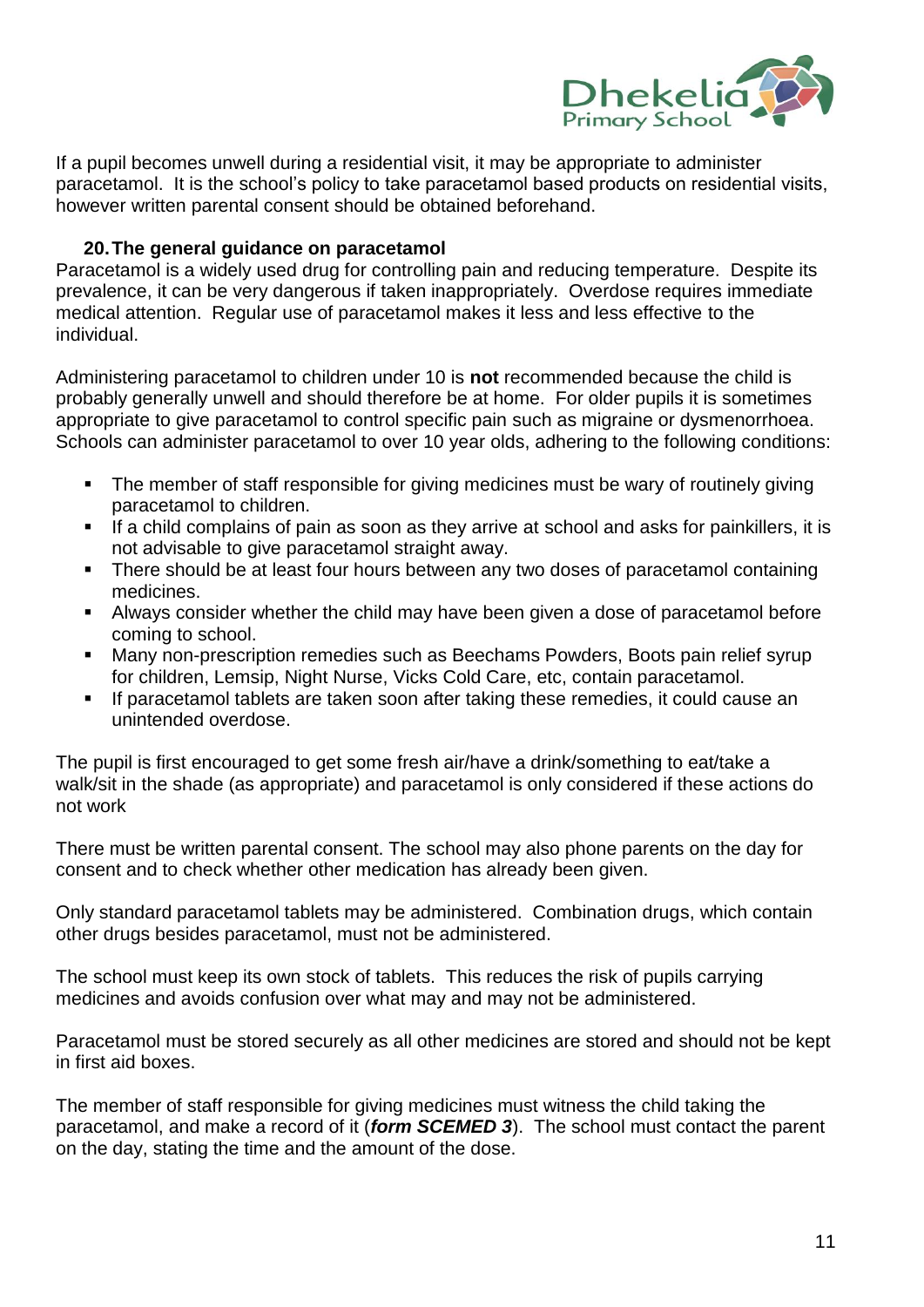If a pupil becomes unwell during a residential visit, it may be appropriate to administer paracetamol. It is the school's policy to take paracetamol based products on residential visits, however written parental consent should be obtained beforehand.

## 20. The general guidance on paracetamol

Paracetamol is a widely used drug for controlling pain and reducing temperature. Despite its prevalence, it can be very dangerous if taken inappropriately. Overdose requires immediate medical attention. Regular use of paracetamol makes it less and less effective to the individual.

Administering paracetamol to children under 10 is **not** recommended because the child is probably generally unwell and should therefore be at home. For older pupils it is sometimes appropriate to give paracetamol to control specific pain such as migraine or dysmenorrhoea. Schools can administer paracetamol to over 10 year olds, adhering to the following conditions:

- The member of staff responsible for giving medicines must be wary of routinely giving paracetamol to children.
- If a child complains of pain as soon as they arrive at school and asks for painkillers, it is not advisable to give paracetamol straight away.
- There should be at least four hours between any two doses of paracetamol containing medicines.
- Always consider whether the child may have been given a dose of paracetamol before coming to school.
- Many non-prescription remedies such as Beechams Powders, Boots pain relief syrup for children, Lemsip, Night Nurse, Vicks Cold Care, etc, contain paracetamol.
- If paracetamol tablets are taken soon after taking these remedies, it could cause an unintended overdose.

The pupil is first encouraged to get some fresh air/have a drink/something to eat/take a walk/sit in the shade (as appropriate) and paracetamol is only considered if these actions do not work

There must be written parental consent. The school may also phone parents on the day for consent and to check whether other medication has already been given.

Only standard paracetamol tablets may be administered. Combination drugs, which contain other drugs besides paracetamol, must not be administered.

The school must keep its own stock of tablets. This reduces the risk of pupils carrying medicines and avoids confusion over what may and may not be administered.

Paracetamol must be stored securely as all other medicines are stored and should not be kept in first aid boxes.

The member of staff responsible for giving medicines must witness the child taking the paracetamol, and make a record of it (***form SCEMED 3***). The school must contact the parent on the day, stating the time and the amount of the dose.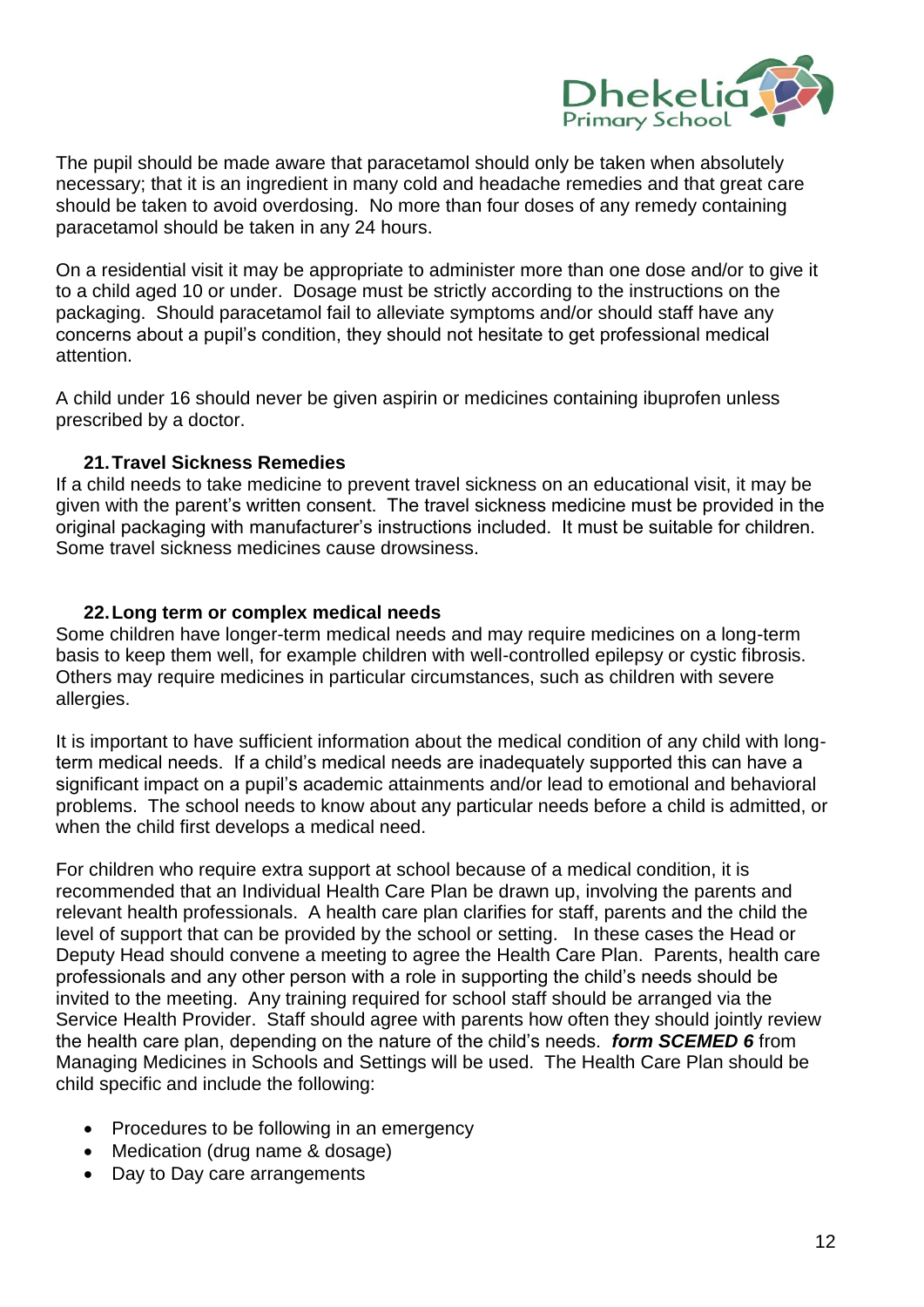The pupil should be made aware that paracetamol should only be taken when absolutely necessary; that it is an ingredient in many cold and headache remedies and that great care should be taken to avoid overdosing. No more than four doses of any remedy containing paracetamol should be taken in any 24 hours.

On a residential visit it may be appropriate to administer more than one dose and/or to give it to a child aged 10 or under. Dosage must be strictly according to the instructions on the packaging. Should paracetamol fail to alleviate symptoms and/or should staff have any concerns about a pupil's condition, they should not hesitate to get professional medical attention.

A child under 16 should never be given aspirin or medicines containing ibuprofen unless prescribed by a doctor.

### 21. Travel Sickness Remedies

If a child needs to take medicine to prevent travel sickness on an educational visit, it may be given with the parent's written consent. The travel sickness medicine must be provided in the original packaging with manufacturer's instructions included. It must be suitable for children. Some travel sickness medicines cause drowsiness.

### 22. Long term or complex medical needs

Some children have longer-term medical needs and may require medicines on a long-term basis to keep them well, for example children with well-controlled epilepsy or cystic fibrosis. Others may require medicines in particular circumstances, such as children with severe allergies.

It is important to have sufficient information about the medical condition of any child with long-term medical needs. If a child's medical needs are inadequately supported this can have a significant impact on a pupil's academic attainments and/or lead to emotional and behavioral problems. The school needs to know about any particular needs before a child is admitted, or when the child first develops a medical need.

For children who require extra support at school because of a medical condition, it is recommended that an Individual Health Care Plan be drawn up, involving the parents and relevant health professionals. A health care plan clarifies for staff, parents and the child the level of support that can be provided by the school or setting. In these cases the Head or Deputy Head should convene a meeting to agree the Health Care Plan. Parents, health care professionals and any other person with a role in supporting the child's needs should be invited to the meeting. Any training required for school staff should be arranged via the Service Health Provider. Staff should agree with parents how often they should jointly review the health care plan, depending on the nature of the child's needs. ***form SCEMED 6*** from Managing Medicines in Schools and Settings will be used. The Health Care Plan should be child specific and include the following:

- Procedures to be following in an emergency
- Medication (drug name & dosage)
- Day to Day care arrangements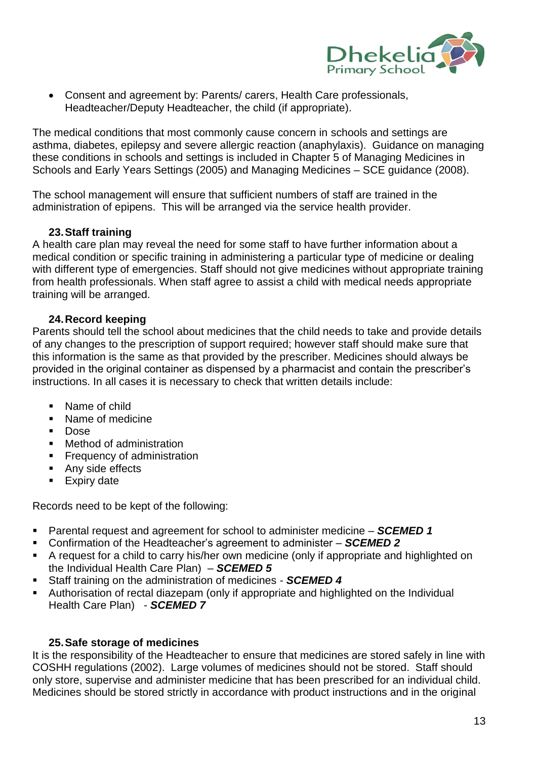- Consent and agreement by: Parents/ carers, Health Care professionals, Headteacher/Deputy Headteacher, the child (if appropriate).

The medical conditions that most commonly cause concern in schools and settings are asthma, diabetes, epilepsy and severe allergic reaction (anaphylaxis). Guidance on managing these conditions in schools and settings is included in Chapter 5 of Managing Medicines in Schools and Early Years Settings (2005) and Managing Medicines – SCE guidance (2008).

The school management will ensure that sufficient numbers of staff are trained in the administration of epipens. This will be arranged via the service health provider.

### 23. Staff training

A health care plan may reveal the need for some staff to have further information about a medical condition or specific training in administering a particular type of medicine or dealing with different type of emergencies. Staff should not give medicines without appropriate training from health professionals. When staff agree to assist a child with medical needs appropriate training will be arranged.

### 24. Record keeping

Parents should tell the school about medicines that the child needs to take and provide details of any changes to the prescription of support required; however staff should make sure that this information is the same as that provided by the prescriber. Medicines should always be provided in the original container as dispensed by a pharmacist and contain the prescriber's instructions. In all cases it is necessary to check that written details include:

- Name of child
- Name of medicine
- Dose
- Method of administration
- Frequency of administration
- Any side effects
- Expiry date

Records need to be kept of the following:

- Parental request and agreement for school to administer medicine – ***SCEMED 1***
- Confirmation of the Headteacher's agreement to administer – ***SCEMED 2***
- A request for a child to carry his/her own medicine (only if appropriate and highlighted on the Individual Health Care Plan) – ***SCEMED 5***
- Staff training on the administration of medicines - ***SCEMED 4***
- Authorisation of rectal diazepam (only if appropriate and highlighted on the Individual Health Care Plan) - ***SCEMED 7***

### 25. Safe storage of medicines

It is the responsibility of the Headteacher to ensure that medicines are stored safely in line with COSHH regulations (2002). Large volumes of medicines should not be stored. Staff should only store, supervise and administer medicine that has been prescribed for an individual child. Medicines should be stored strictly in accordance with product instructions and in the original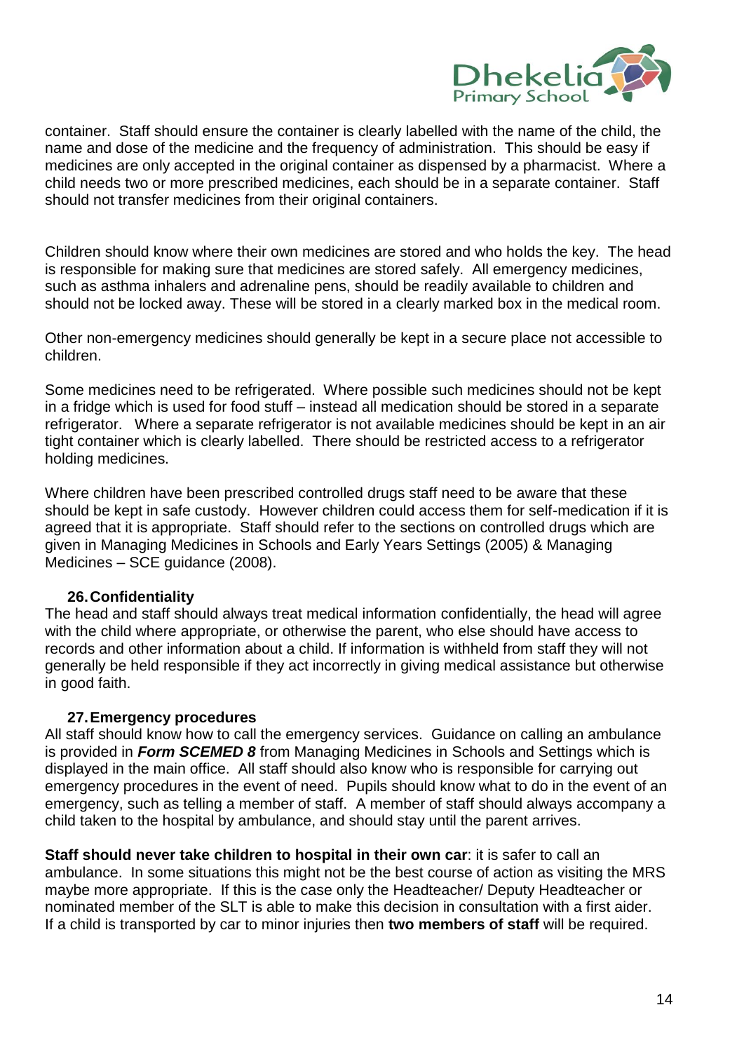container. Staff should ensure the container is clearly labelled with the name of the child, the name and dose of the medicine and the frequency of administration. This should be easy if medicines are only accepted in the original container as dispensed by a pharmacist. Where a child needs two or more prescribed medicines, each should be in a separate container. Staff should not transfer medicines from their original containers.

Children should know where their own medicines are stored and who holds the key. The head is responsible for making sure that medicines are stored safely. All emergency medicines, such as asthma inhalers and adrenaline pens, should be readily available to children and should not be locked away. These will be stored in a clearly marked box in the medical room.

Other non-emergency medicines should generally be kept in a secure place not accessible to children.

Some medicines need to be refrigerated. Where possible such medicines should not be kept in a fridge which is used for food stuff – instead all medication should be stored in a separate refrigerator. Where a separate refrigerator is not available medicines should be kept in an air tight container which is clearly labelled. There should be restricted access to a refrigerator holding medicines.

Where children have been prescribed controlled drugs staff need to be aware that these should be kept in safe custody. However children could access them for self-medication if it is agreed that it is appropriate. Staff should refer to the sections on controlled drugs which are given in Managing Medicines in Schools and Early Years Settings (2005) & Managing Medicines – SCE guidance (2008).

### 26. Confidentiality

The head and staff should always treat medical information confidentially, the head will agree with the child where appropriate, or otherwise the parent, who else should have access to records and other information about a child. If information is withheld from staff they will not generally be held responsible if they act incorrectly in giving medical assistance but otherwise in good faith.

### 27. Emergency procedures

All staff should know how to call the emergency services. Guidance on calling an ambulance is provided in ***Form SCEMED 8*** from Managing Medicines in Schools and Settings which is displayed in the main office. All staff should also know who is responsible for carrying out emergency procedures in the event of need. Pupils should know what to do in the event of an emergency, such as telling a member of staff. A member of staff should always accompany a child taken to the hospital by ambulance, and should stay until the parent arrives.

**Staff should never take children to hospital in their own car**: it is safer to call an ambulance. In some situations this might not be the best course of action as visiting the MRS maybe more appropriate. If this is the case only the Headteacher/ Deputy Headteacher or nominated member of the SLT is able to make this decision in consultation with a first aider. If a child is transported by car to minor injuries then **two members of staff** will be required.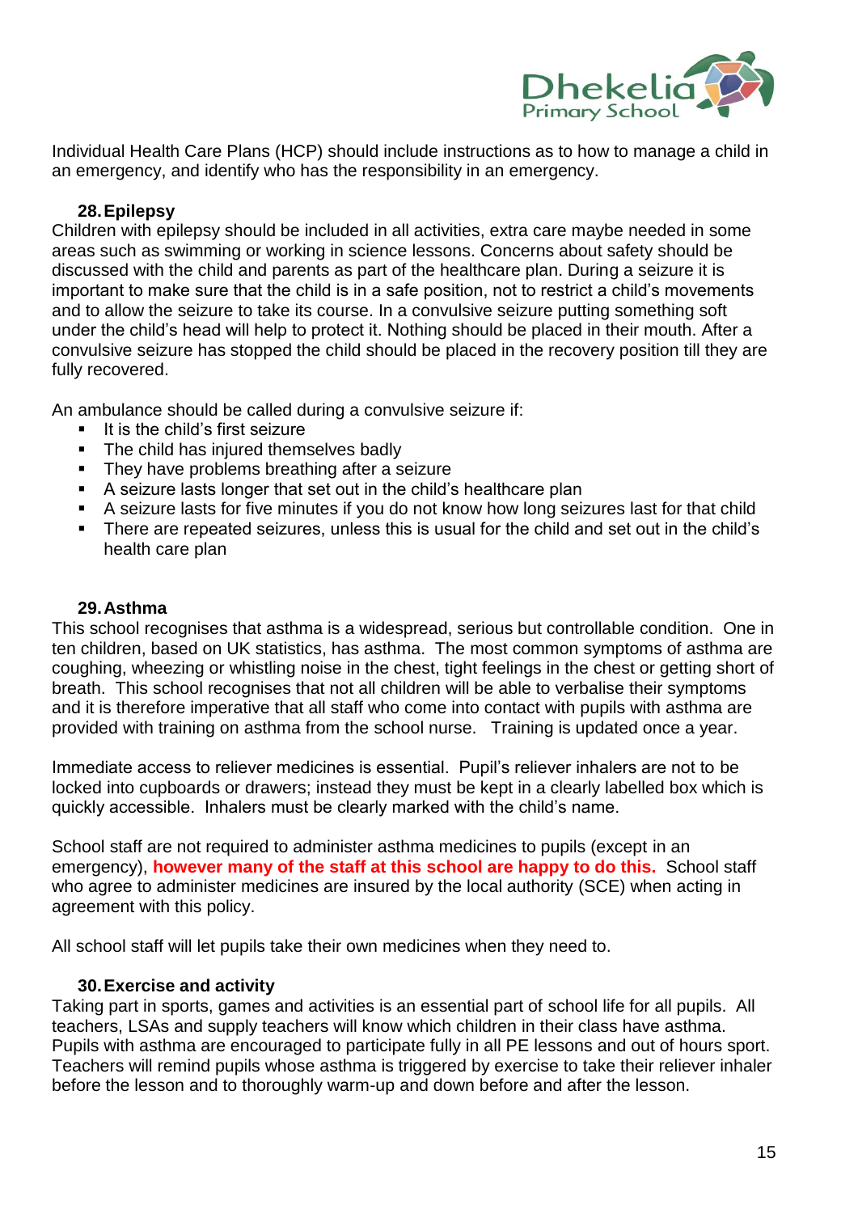Individual Health Care Plans (HCP) should include instructions as to how to manage a child in an emergency, and identify who has the responsibility in an emergency.

### 28. Epilepsy

Children with epilepsy should be included in all activities, extra care maybe needed in some areas such as swimming or working in science lessons. Concerns about safety should be discussed with the child and parents as part of the healthcare plan. During a seizure it is important to make sure that the child is in a safe position, not to restrict a child's movements and to allow the seizure to take its course. In a convulsive seizure putting something soft under the child's head will help to protect it. Nothing should be placed in their mouth. After a convulsive seizure has stopped the child should be placed in the recovery position till they are fully recovered.

An ambulance should be called during a convulsive seizure if:

- It is the child's first seizure
- The child has injured themselves badly
- They have problems breathing after a seizure
- A seizure lasts longer that set out in the child's healthcare plan
- A seizure lasts for five minutes if you do not know how long seizures last for that child
- There are repeated seizures, unless this is usual for the child and set out in the child's health care plan

### 29. Asthma

This school recognises that asthma is a widespread, serious but controllable condition. One in ten children, based on UK statistics, has asthma. The most common symptoms of asthma are coughing, wheezing or whistling noise in the chest, tight feelings in the chest or getting short of breath. This school recognises that not all children will be able to verbalise their symptoms and it is therefore imperative that all staff who come into contact with pupils with asthma are provided with training on asthma from the school nurse. Training is updated once a year.

Immediate access to reliever medicines is essential. Pupil's reliever inhalers are not to be locked into cupboards or drawers; instead they must be kept in a clearly labelled box which is quickly accessible. Inhalers must be clearly marked with the child's name.

School staff are not required to administer asthma medicines to pupils (except in an emergency), **however many of the staff at this school are happy to do this.** School staff who agree to administer medicines are insured by the local authority (SCE) when acting in agreement with this policy.

All school staff will let pupils take their own medicines when they need to.

### 30. Exercise and activity

Taking part in sports, games and activities is an essential part of school life for all pupils. All teachers, LSAs and supply teachers will know which children in their class have asthma. Pupils with asthma are encouraged to participate fully in all PE lessons and out of hours sport. Teachers will remind pupils whose asthma is triggered by exercise to take their reliever inhaler before the lesson and to thoroughly warm-up and down before and after the lesson.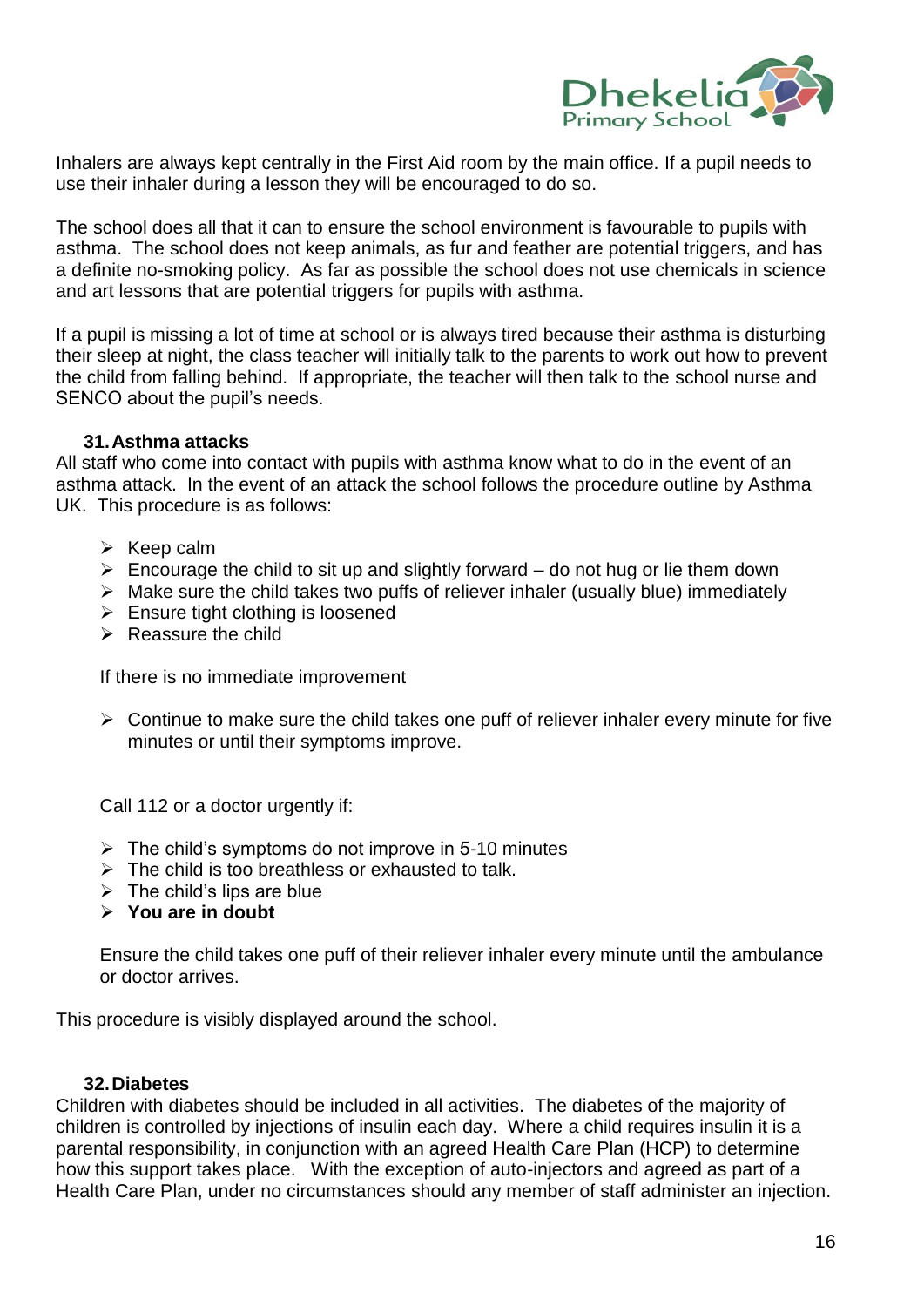Inhalers are always kept centrally in the First Aid room by the main office. If a pupil needs to use their inhaler during a lesson they will be encouraged to do so.

The school does all that it can to ensure the school environment is favourable to pupils with asthma. The school does not keep animals, as fur and feather are potential triggers, and has a definite no-smoking policy. As far as possible the school does not use chemicals in science and art lessons that are potential triggers for pupils with asthma.

If a pupil is missing a lot of time at school or is always tired because their asthma is disturbing their sleep at night, the class teacher will initially talk to the parents to work out how to prevent the child from falling behind. If appropriate, the teacher will then talk to the school nurse and SENCO about the pupil's needs.

### 31. Asthma attacks

All staff who come into contact with pupils with asthma know what to do in the event of an asthma attack. In the event of an attack the school follows the procedure outline by Asthma UK. This procedure is as follows:

- Keep calm
- Encourage the child to sit up and slightly forward – do not hug or lie them down
- Make sure the child takes two puffs of reliever inhaler (usually blue) immediately
- Ensure tight clothing is loosened
- Reassure the child

If there is no immediate improvement

- Continue to make sure the child takes one puff of reliever inhaler every minute for five minutes or until their symptoms improve.

Call 112 or a doctor urgently if:

- The child's symptoms do not improve in 5-10 minutes
- The child is too breathless or exhausted to talk.
- The child's lips are blue
- **You are in doubt**

Ensure the child takes one puff of their reliever inhaler every minute until the ambulance or doctor arrives.

This procedure is visibly displayed around the school.

### 32. Diabetes

Children with diabetes should be included in all activities. The diabetes of the majority of children is controlled by injections of insulin each day. Where a child requires insulin it is a parental responsibility, in conjunction with an agreed Health Care Plan (HCP) to determine how this support takes place. With the exception of auto-injectors and agreed as part of a Health Care Plan, under no circumstances should any member of staff administer an injection.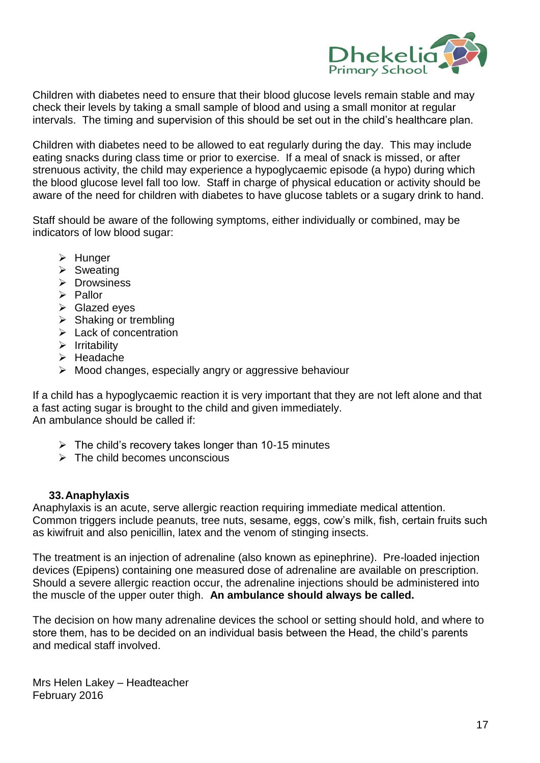Children with diabetes need to ensure that their blood glucose levels remain stable and may check their levels by taking a small sample of blood and using a small monitor at regular intervals. The timing and supervision of this should be set out in the child's healthcare plan.

Children with diabetes need to be allowed to eat regularly during the day. This may include eating snacks during class time or prior to exercise. If a meal of snack is missed, or after strenuous activity, the child may experience a hypoglycaemic episode (a hypo) during which the blood glucose level fall too low. Staff in charge of physical education or activity should be aware of the need for children with diabetes to have glucose tablets or a sugary drink to hand.

Staff should be aware of the following symptoms, either individually or combined, may be indicators of low blood sugar:

- Hunger
- Sweating
- Drowsiness
- Pallor
- Glazed eyes
- Shaking or trembling
- Lack of concentration
- Irritability
- Headache
- Mood changes, especially angry or aggressive behaviour

If a child has a hypoglycaemic reaction it is very important that they are not left alone and that a fast acting sugar is brought to the child and given immediately.
An ambulance should be called if:

- The child's recovery takes longer than 10-15 minutes
- The child becomes unconscious

## 33. Anaphylaxis

Anaphylaxis is an acute, serve allergic reaction requiring immediate medical attention. Common triggers include peanuts, tree nuts, sesame, eggs, cow's milk, fish, certain fruits such as kiwifruit and also penicillin, latex and the venom of stinging insects.

The treatment is an injection of adrenaline (also known as epinephrine). Pre-loaded injection devices (Epipens) containing one measured dose of adrenaline are available on prescription. Should a severe allergic reaction occur, the adrenaline injections should be administered into the muscle of the upper outer thigh. **An ambulance should always be called.**

The decision on how many adrenaline devices the school or setting should hold, and where to store them, has to be decided on an individual basis between the Head, the child's parents and medical staff involved.

Mrs Helen Lakey – Headteacher
February 2016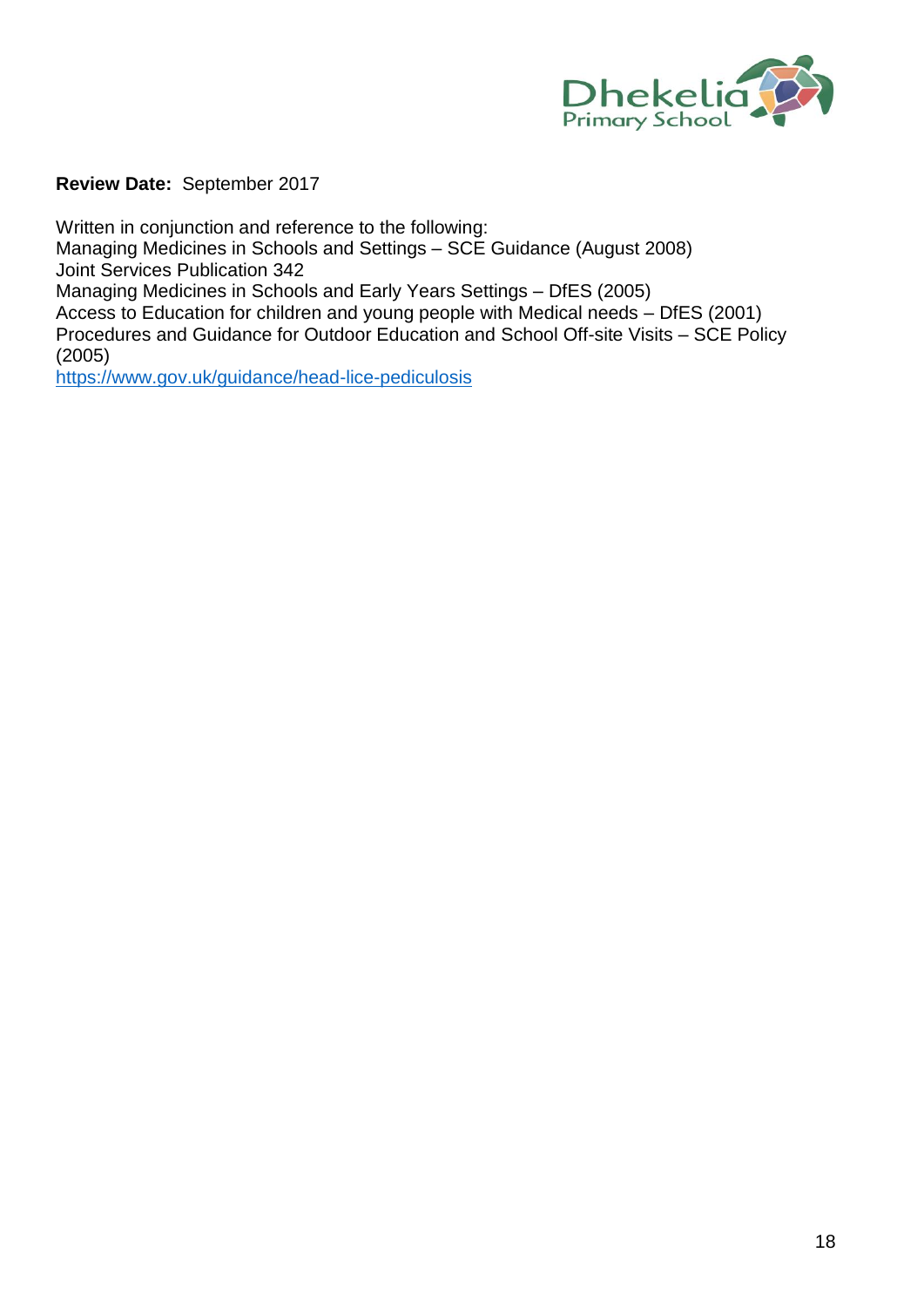**Review Date:** September 2017

Written in conjunction and reference to the following:
Managing Medicines in Schools and Settings – SCE Guidance (August 2008)
Joint Services Publication 342
Managing Medicines in Schools and Early Years Settings – DfES (2005)
Access to Education for children and young people with Medical needs – DfES (2001)
Procedures and Guidance for Outdoor Education and School Off-site Visits – SCE Policy (2005)
https://www.gov.uk/guidance/head-lice-pediculosis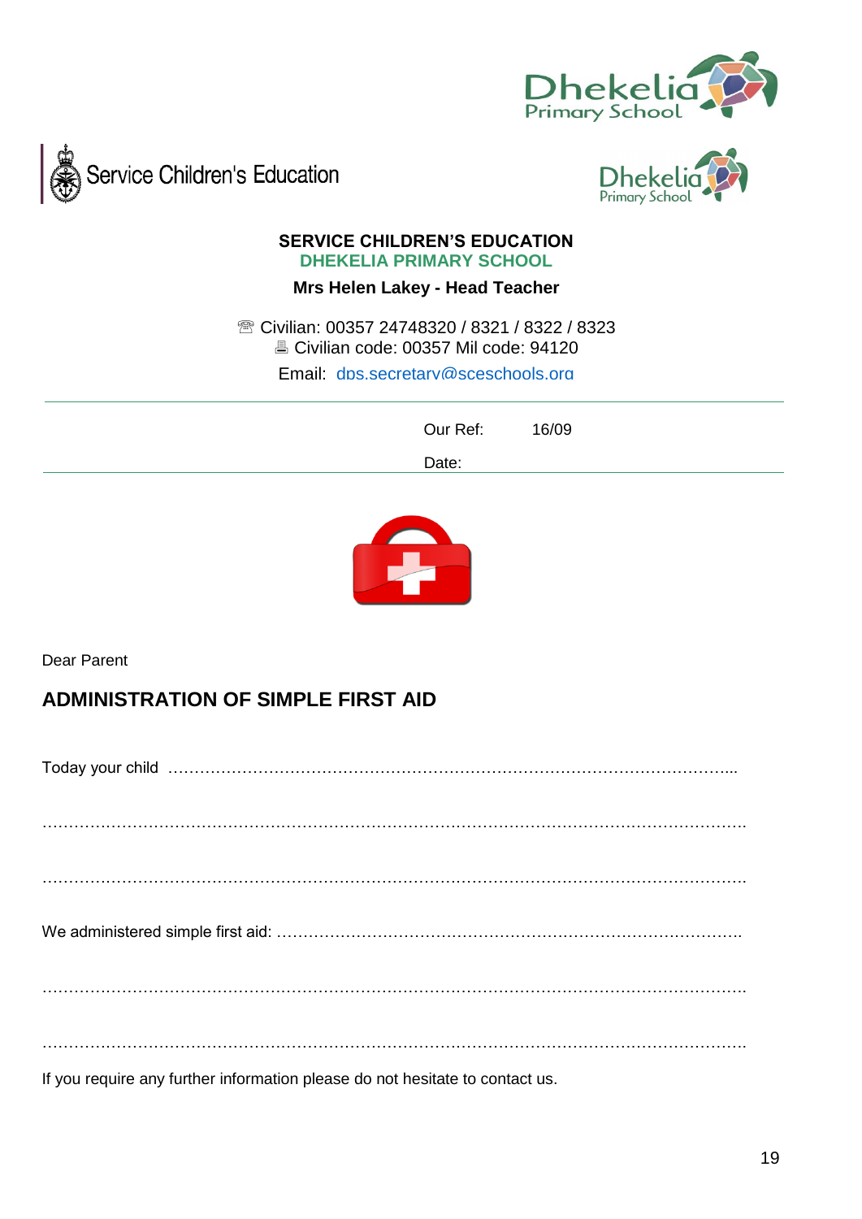Service Children's Education

**SERVICE CHILDREN'S EDUCATION**
**DHEKELIA PRIMARY SCHOOL**

**Mrs Helen Lakey - Head Teacher**

☏ Civilian: 00357 24748320 / 8321 / 8322 / 8323
🖷 Civilian code: 00357 Mil code: 94120
Email: dps.secretary@sceschools.org

Our Ref: 16/09

Date:

Dear Parent

## ADMINISTRATION OF SIMPLE FIRST AID

Today your child ……………………………………………………………………………………………...

……………………………………………………………………………………………………………….

……………………………………………………………………………………………………………….

We administered simple first aid: ……………………………………………………………………………

……………………………………………………………………………………………………………….

……………………………………………………………………………………………………………….

If you require any further information please do not hesitate to contact us.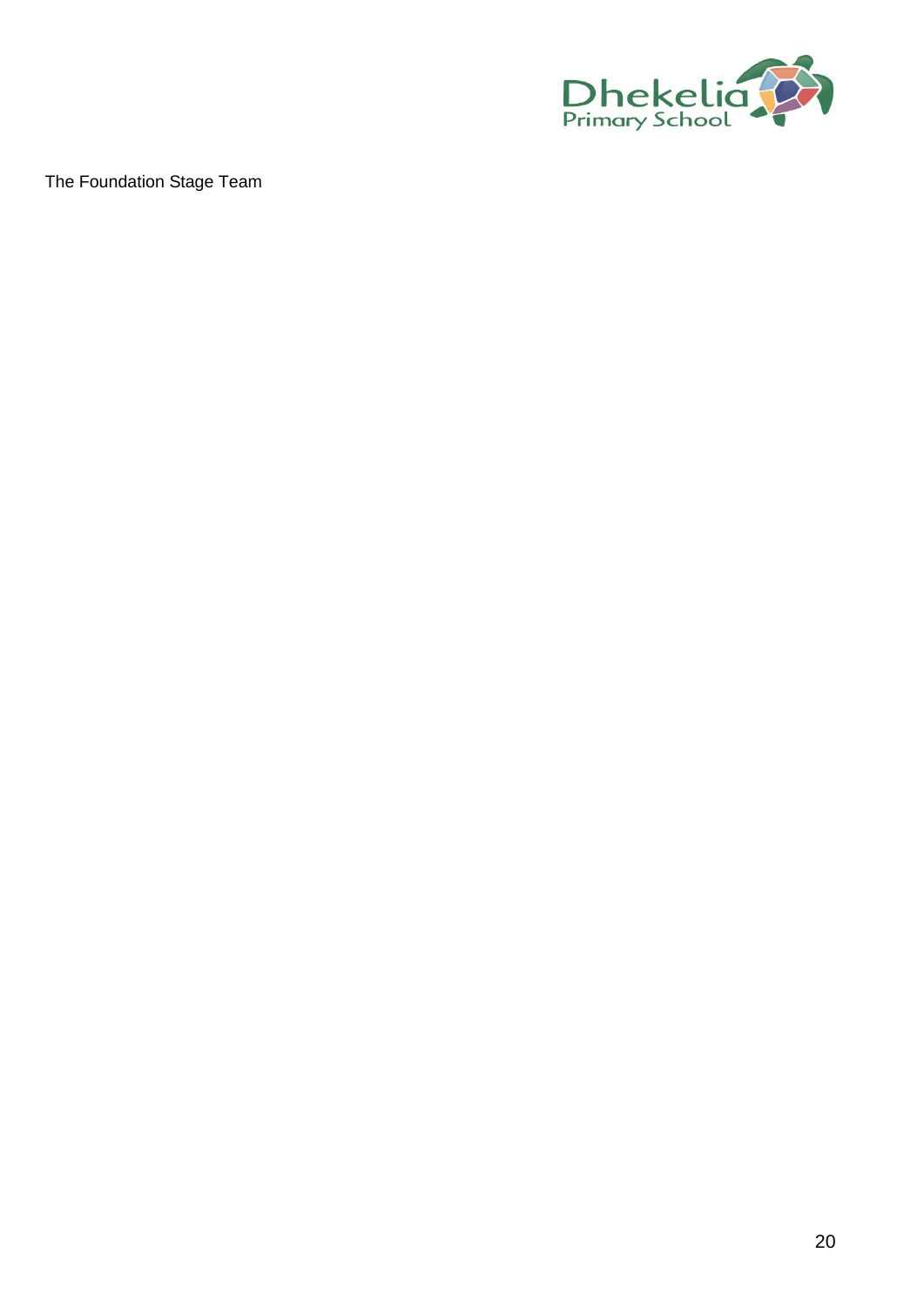The Foundation Stage Team